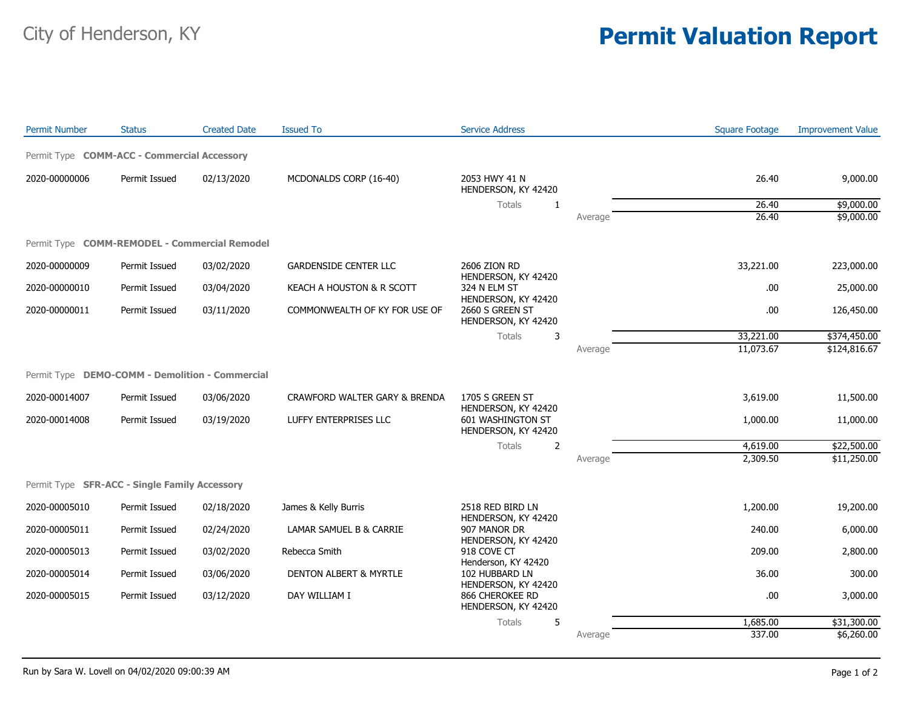City of Henderson, KY

# Permit Valuation Report

| Permit Number | Status | Created Date | Issued To | Service Address | | Square Footage | Improvement Value |
|---|---|---|---|---|---|---|---|
| **Permit Type COMM-ACC - Commercial Accessory** | | | | | | | |
| 2020-00000006 | Permit Issued | 02/13/2020 | MCDONALDS CORP (16-40) | 2053 HWY 41 N HENDERSON, KY 42420 | | 26.40 | 9,000.00 |
| | | | | Totals 1 | | 26.40 | $9,000.00 |
| | | | | | Average | 26.40 | $9,000.00 |
| **Permit Type COMM-REMODEL - Commercial Remodel** | | | | | | | |
| 2020-00000009 | Permit Issued | 03/02/2020 | GARDENSIDE CENTER LLC | 2606 ZION RD HENDERSON, KY 42420 | | 33,221.00 | 223,000.00 |
| 2020-00000010 | Permit Issued | 03/04/2020 | KEACH A HOUSTON & R SCOTT | 324 N ELM ST HENDERSON, KY 42420 | | .00 | 25,000.00 |
| 2020-00000011 | Permit Issued | 03/11/2020 | COMMONWEALTH OF KY FOR USE OF | 2660 S GREEN ST HENDERSON, KY 42420 | | .00 | 126,450.00 |
| | | | | Totals 3 | | 33,221.00 | $374,450.00 |
| | | | | | Average | 11,073.67 | $124,816.67 |
| **Permit Type DEMO-COMM - Demolition - Commercial** | | | | | | | |
| 2020-00014007 | Permit Issued | 03/06/2020 | CRAWFORD WALTER GARY & BRENDA | 1705 S GREEN ST HENDERSON, KY 42420 | | 3,619.00 | 11,500.00 |
| 2020-00014008 | Permit Issued | 03/19/2020 | LUFFY ENTERPRISES LLC | 601 WASHINGTON ST HENDERSON, KY 42420 | | 1,000.00 | 11,000.00 |
| | | | | Totals 2 | | 4,619.00 | $22,500.00 |
| | | | | | Average | 2,309.50 | $11,250.00 |
| **Permit Type SFR-ACC - Single Family Accessory** | | | | | | | |
| 2020-00005010 | Permit Issued | 02/18/2020 | James & Kelly Burris | 2518 RED BIRD LN HENDERSON, KY 42420 | | 1,200.00 | 19,200.00 |
| 2020-00005011 | Permit Issued | 02/24/2020 | LAMAR SAMUEL B & CARRIE | 907 MANOR DR HENDERSON, KY 42420 | | 240.00 | 6,000.00 |
| 2020-00005013 | Permit Issued | 03/02/2020 | Rebecca Smith | 918 COVE CT Henderson, KY 42420 | | 209.00 | 2,800.00 |
| 2020-00005014 | Permit Issued | 03/06/2020 | DENTON ALBERT & MYRTLE | 102 HUBBARD LN HENDERSON, KY 42420 | | 36.00 | 300.00 |
| 2020-00005015 | Permit Issued | 03/12/2020 | DAY WILLIAM I | 866 CHEROKEE RD HENDERSON, KY 42420 | | .00 | 3,000.00 |
| | | | | Totals 5 | | 1,685.00 | $31,300.00 |
| | | | | | Average | 337.00 | $6,260.00 |

Run by Sara W. Lovell on 04/02/2020 09:00:39 AM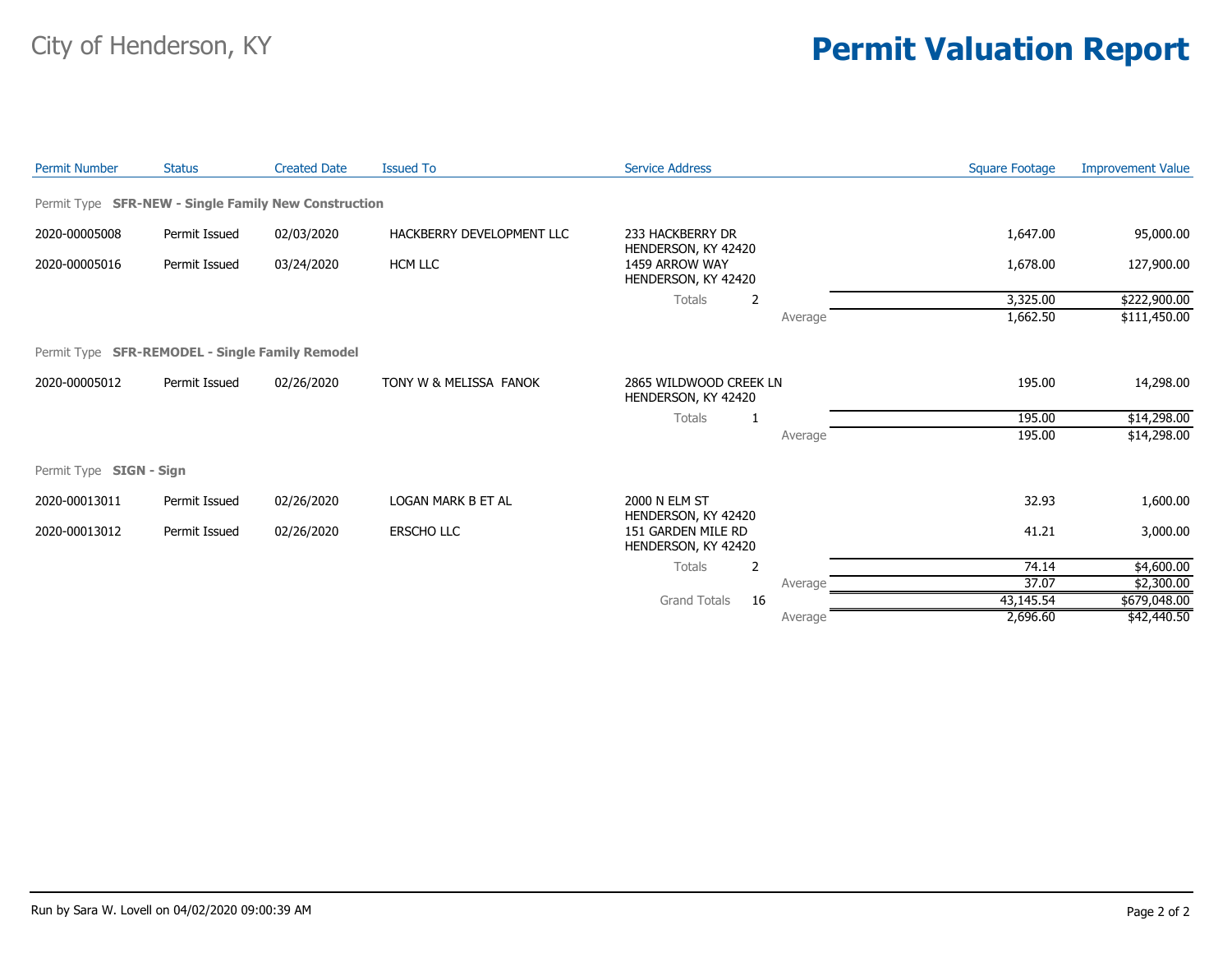City of Henderson, KY

# Permit Valuation Report

| Permit Number | Status | Created Date | Issued To | Service Address | | Square Footage | Improvement Value |
|---|---|---|---|---|---|---|---|
| Permit Type **SFR-NEW - Single Family New Construction** | | | | | | | |
| 2020-00005008 | Permit Issued | 02/03/2020 | HACKBERRY DEVELOPMENT LLC | 233 HACKBERRY DR HENDERSON, KY 42420 | | 1,647.00 | 95,000.00 |
| 2020-00005016 | Permit Issued | 03/24/2020 | HCM LLC | 1459 ARROW WAY HENDERSON, KY 42420 | | 1,678.00 | 127,900.00 |
| | | | | Totals | 2 | 3,325.00 | $222,900.00 |
| | | | | | Average | 1,662.50 | $111,450.00 |
| Permit Type **SFR-REMODEL - Single Family Remodel** | | | | | | | |
| 2020-00005012 | Permit Issued | 02/26/2020 | TONY W & MELISSA FANOK | 2865 WILDWOOD CREEK LN HENDERSON, KY 42420 | | 195.00 | 14,298.00 |
| | | | | Totals | 1 | 195.00 | $14,298.00 |
| | | | | | Average | 195.00 | $14,298.00 |
| Permit Type **SIGN - Sign** | | | | | | | |
| 2020-00013011 | Permit Issued | 02/26/2020 | LOGAN MARK B ET AL | 2000 N ELM ST HENDERSON, KY 42420 | | 32.93 | 1,600.00 |
| 2020-00013012 | Permit Issued | 02/26/2020 | ERSCHO LLC | 151 GARDEN MILE RD HENDERSON, KY 42420 | | 41.21 | 3,000.00 |
| | | | | Totals | 2 | 74.14 | $4,600.00 |
| | | | | | Average | 37.07 | $2,300.00 |
| | | | | Grand Totals | 16 | 43,145.54 | $679,048.00 |
| | | | | | Average | 2,696.60 | $42,440.50 |

Run by Sara W. Lovell on 04/02/2020 09:00:39 AM